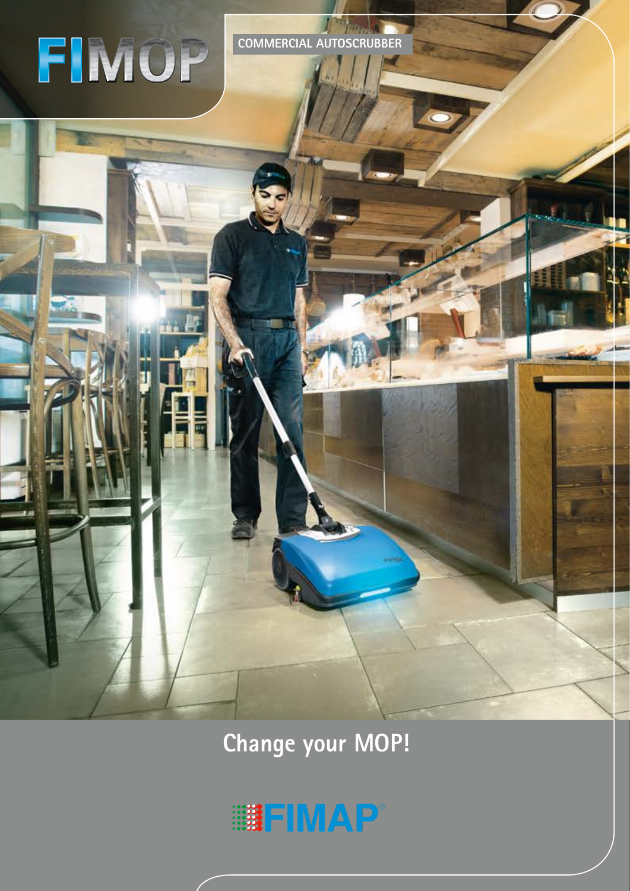# FIMOP

COMMERCIAL AUTOSCRUBBER

## Change your MOP!

FIMAP®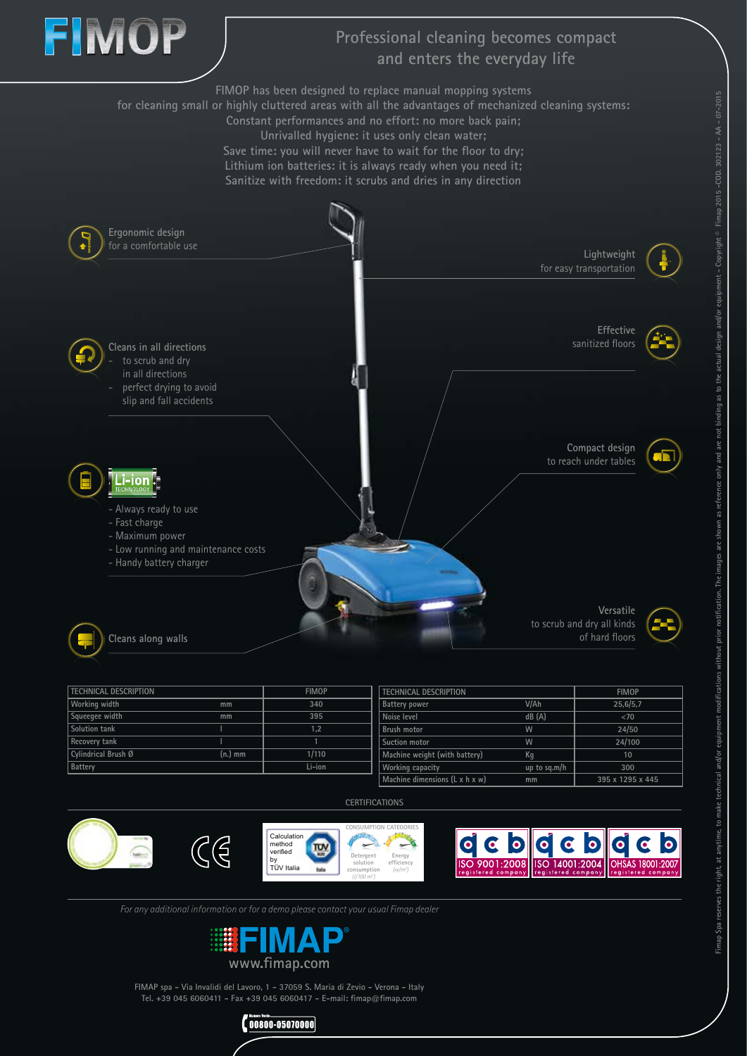# FIMOP

## Professional cleaning becomes compact and enters the everyday life

**FIMOP has been designed to replace manual mopping systems for cleaning small or highly cluttered areas with all the advantages of mechanized cleaning systems:**
**Constant performances and no effort: no more back pain;**
**Unrivalled hygiene: it uses only clean water;**
**Save time: you will never have to wait for the floor to dry;**
**Lithium ion batteries: it is always ready when you need it;**
**Sanitize with freedom: it scrubs and dries in any direction**

**Ergonomic design** for a comfortable use

**Lightweight** for easy transportation

**Cleans in all directions**
- to scrub and dry in all directions
- perfect drying to avoid slip and fall accidents

**Effective** sanitized floors

**Compact design** to reach under tables

**Li-ion TECHNOLOGY**
- Always ready to use
- Fast charge
- Maximum power
- Low running and maintenance costs
- Handy battery charger

**Versatile** to scrub and dry all kinds of hard floors

**Cleans along walls**

| TECHNICAL DESCRIPTION | | FIMOP |
|---|---|---|
| Working width | mm | 340 |
| Squeegee width | mm | 395 |
| Solution tank | l | 1,2 |
| Recovery tank | l | 1 |
| Cylindrical Brush Ø | (n.) mm | 1/110 |
| Battery | | Li-ion |

| TECHNICAL DESCRIPTION | | FIMOP |
|---|---|---|
| Battery power | V/Ah | 25,6/5,7 |
| Noise level | dB (A) | <70 |
| Brush motor | W | 24/50 |
| Suction motor | W | 24/100 |
| Machine weight (with battery) | Kg | 10 |
| Working capacity | up to sq.m/h | 300 |
| Machine dimensions (L x h x w) | mm | 395 x 1295 x 445 |

CERTIFICATIONS

Calculation method verified by TÜV Italia

CONSUMPTION CATEGORIES
Detergent solution consumption (l/100 m²)
Energy efficiency (w/m²)

ISO 9001:2008 registered company
ISO 14001:2004 registered company
OHSAS 18001:2007 registered company

*For any additional information or for a demo please contact your usual Fimap dealer*

FIMAP®
www.fimap.com

FIMAP spa – Via Invalidi del Lavoro, 1 – 37059 S. Maria di Zevio – Verona – Italy
Tel. +39 045 6060411 – Fax +39 045 6060417 – E-mail: fimap@fimap.com

00800-05070000

Fimap Spa reserves the right, at anytime, to make technical and/or equipment modifications without prior notification. The images are shown as reference only and are not binding as to the actual design and/or equipment – Copyright © Fimap 2015 –COD. 302123 – AA – 07-2015